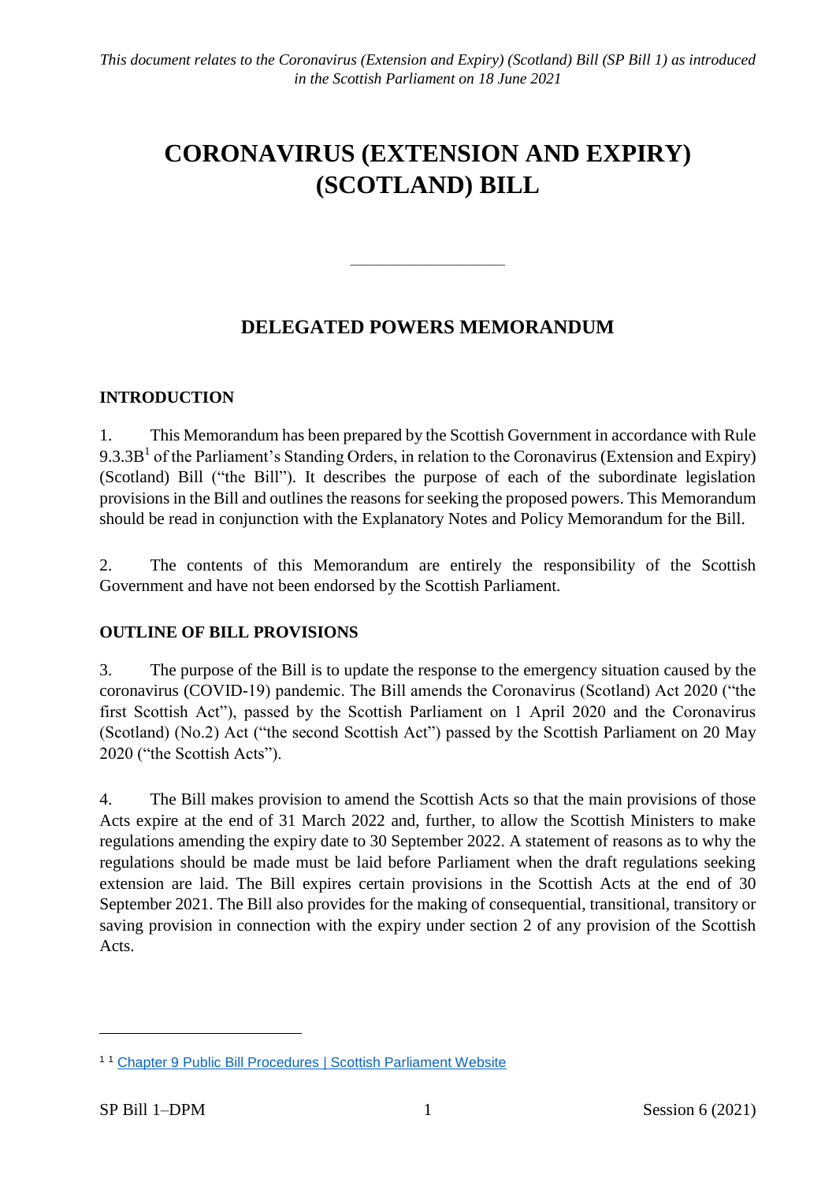*This document relates to the Coronavirus (Extension and Expiry) (Scotland) Bill (SP Bill 1) as introduced in the Scottish Parliament on 18 June 2021*

# CORONAVIRUS (EXTENSION AND EXPIRY) (SCOTLAND) BILL

---

## DELEGATED POWERS MEMORANDUM

### INTRODUCTION

1. This Memorandum has been prepared by the Scottish Government in accordance with Rule 9.3.3B[1] of the Parliament's Standing Orders, in relation to the Coronavirus (Extension and Expiry) (Scotland) Bill ("the Bill"). It describes the purpose of each of the subordinate legislation provisions in the Bill and outlines the reasons for seeking the proposed powers. This Memorandum should be read in conjunction with the Explanatory Notes and Policy Memorandum for the Bill.

2. The contents of this Memorandum are entirely the responsibility of the Scottish Government and have not been endorsed by the Scottish Parliament.

### OUTLINE OF BILL PROVISIONS

3. The purpose of the Bill is to update the response to the emergency situation caused by the coronavirus (COVID-19) pandemic. The Bill amends the Coronavirus (Scotland) Act 2020 ("the first Scottish Act"), passed by the Scottish Parliament on 1 April 2020 and the Coronavirus (Scotland) (No.2) Act ("the second Scottish Act") passed by the Scottish Parliament on 20 May 2020 ("the Scottish Acts").

4. The Bill makes provision to amend the Scottish Acts so that the main provisions of those Acts expire at the end of 31 March 2022 and, further, to allow the Scottish Ministers to make regulations amending the expiry date to 30 September 2022. A statement of reasons as to why the regulations should be made must be laid before Parliament when the draft regulations seeking extension are laid. The Bill expires certain provisions in the Scottish Acts at the end of 30 September 2021. The Bill also provides for the making of consequential, transitional, transitory or saving provision in connection with the expiry under section 2 of any provision of the Scottish Acts.

---

[1] [1] Chapter 9 Public Bill Procedures | Scottish Parliament Website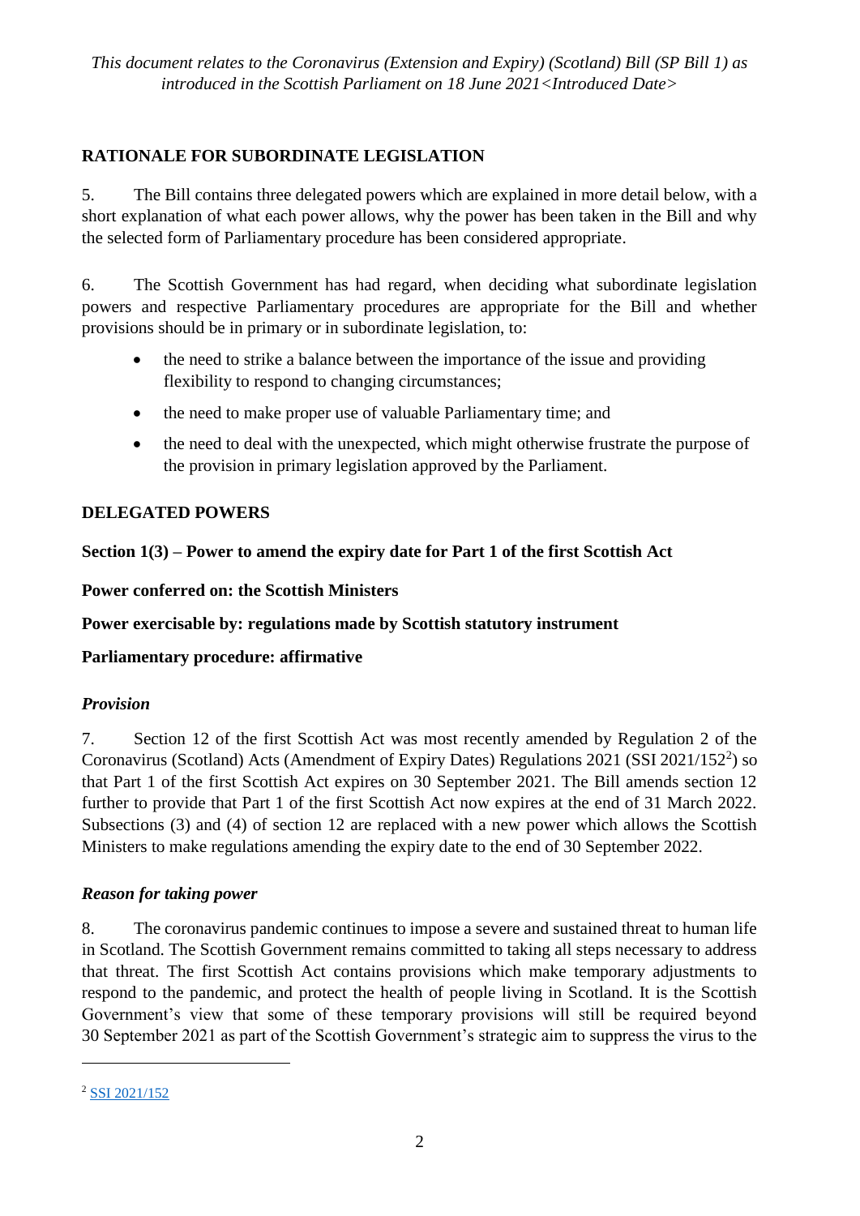## RATIONALE FOR SUBORDINATE LEGISLATION

5. The Bill contains three delegated powers which are explained in more detail below, with a short explanation of what each power allows, why the power has been taken in the Bill and why the selected form of Parliamentary procedure has been considered appropriate.

6. The Scottish Government has had regard, when deciding what subordinate legislation powers and respective Parliamentary procedures are appropriate for the Bill and whether provisions should be in primary or in subordinate legislation, to:

- the need to strike a balance between the importance of the issue and providing flexibility to respond to changing circumstances;
- the need to make proper use of valuable Parliamentary time; and
- the need to deal with the unexpected, which might otherwise frustrate the purpose of the provision in primary legislation approved by the Parliament.

## DELEGATED POWERS

**Section 1(3) – Power to amend the expiry date for Part 1 of the first Scottish Act**

**Power conferred on: the Scottish Ministers**

**Power exercisable by: regulations made by Scottish statutory instrument**

**Parliamentary procedure: affirmative**

### *Provision*

7. Section 12 of the first Scottish Act was most recently amended by Regulation 2 of the Coronavirus (Scotland) Acts (Amendment of Expiry Dates) Regulations 2021 (SSI 2021/152[2]) so that Part 1 of the first Scottish Act expires on 30 September 2021. The Bill amends section 12 further to provide that Part 1 of the first Scottish Act now expires at the end of 31 March 2022. Subsections (3) and (4) of section 12 are replaced with a new power which allows the Scottish Ministers to make regulations amending the expiry date to the end of 30 September 2022.

### *Reason for taking power*

8. The coronavirus pandemic continues to impose a severe and sustained threat to human life in Scotland. The Scottish Government remains committed to taking all steps necessary to address that threat. The first Scottish Act contains provisions which make temporary adjustments to respond to the pandemic, and protect the health of people living in Scotland. It is the Scottish Government's view that some of these temporary provisions will still be required beyond 30 September 2021 as part of the Scottish Government's strategic aim to suppress the virus to the

[2] SSI 2021/152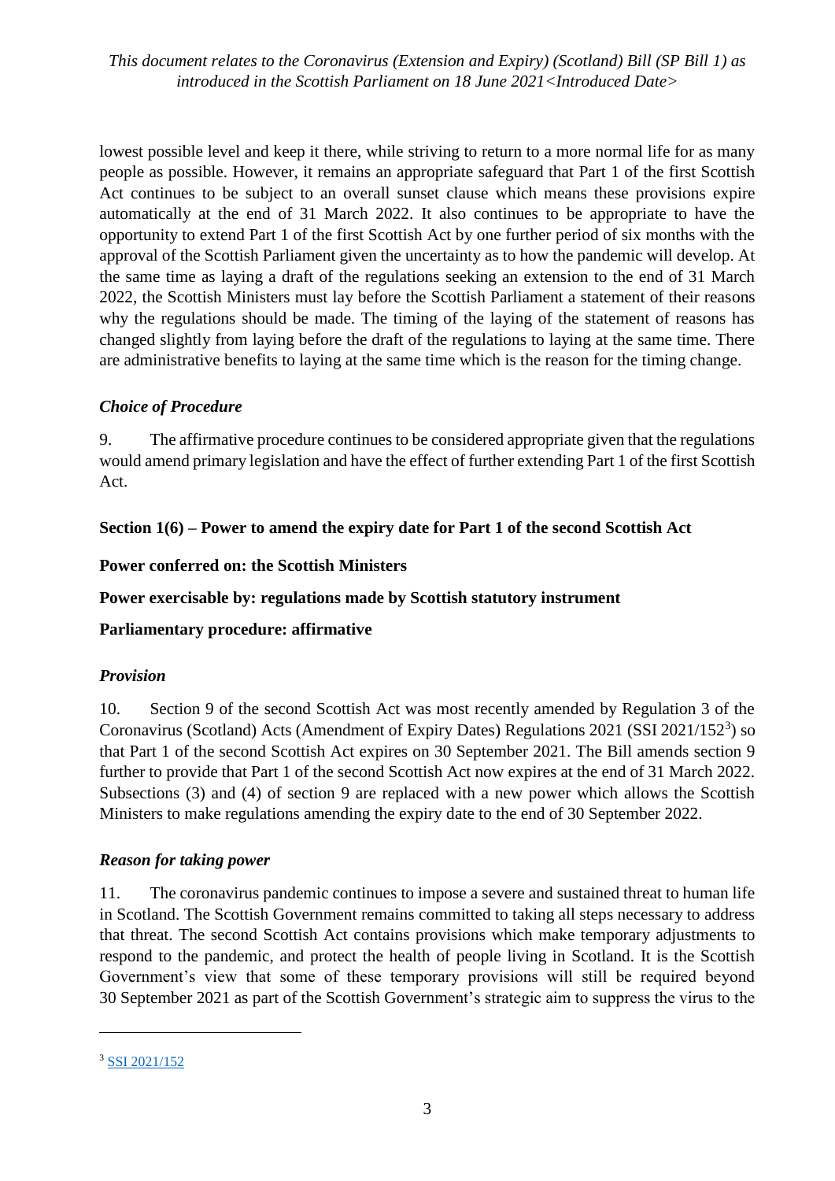lowest possible level and keep it there, while striving to return to a more normal life for as many people as possible. However, it remains an appropriate safeguard that Part 1 of the first Scottish Act continues to be subject to an overall sunset clause which means these provisions expire automatically at the end of 31 March 2022. It also continues to be appropriate to have the opportunity to extend Part 1 of the first Scottish Act by one further period of six months with the approval of the Scottish Parliament given the uncertainty as to how the pandemic will develop. At the same time as laying a draft of the regulations seeking an extension to the end of 31 March 2022, the Scottish Ministers must lay before the Scottish Parliament a statement of their reasons why the regulations should be made. The timing of the laying of the statement of reasons has changed slightly from laying before the draft of the regulations to laying at the same time. There are administrative benefits to laying at the same time which is the reason for the timing change.

### *Choice of Procedure*

9. The affirmative procedure continues to be considered appropriate given that the regulations would amend primary legislation and have the effect of further extending Part 1 of the first Scottish Act.

**Section 1(6) – Power to amend the expiry date for Part 1 of the second Scottish Act**

**Power conferred on: the Scottish Ministers**

**Power exercisable by: regulations made by Scottish statutory instrument**

**Parliamentary procedure: affirmative**

### *Provision*

10. Section 9 of the second Scottish Act was most recently amended by Regulation 3 of the Coronavirus (Scotland) Acts (Amendment of Expiry Dates) Regulations 2021 (SSI 2021/152[3]) so that Part 1 of the second Scottish Act expires on 30 September 2021. The Bill amends section 9 further to provide that Part 1 of the second Scottish Act now expires at the end of 31 March 2022. Subsections (3) and (4) of section 9 are replaced with a new power which allows the Scottish Ministers to make regulations amending the expiry date to the end of 30 September 2022.

### *Reason for taking power*

11. The coronavirus pandemic continues to impose a severe and sustained threat to human life in Scotland. The Scottish Government remains committed to taking all steps necessary to address that threat. The second Scottish Act contains provisions which make temporary adjustments to respond to the pandemic, and protect the health of people living in Scotland. It is the Scottish Government's view that some of these temporary provisions will still be required beyond 30 September 2021 as part of the Scottish Government's strategic aim to suppress the virus to the

[3] SSI 2021/152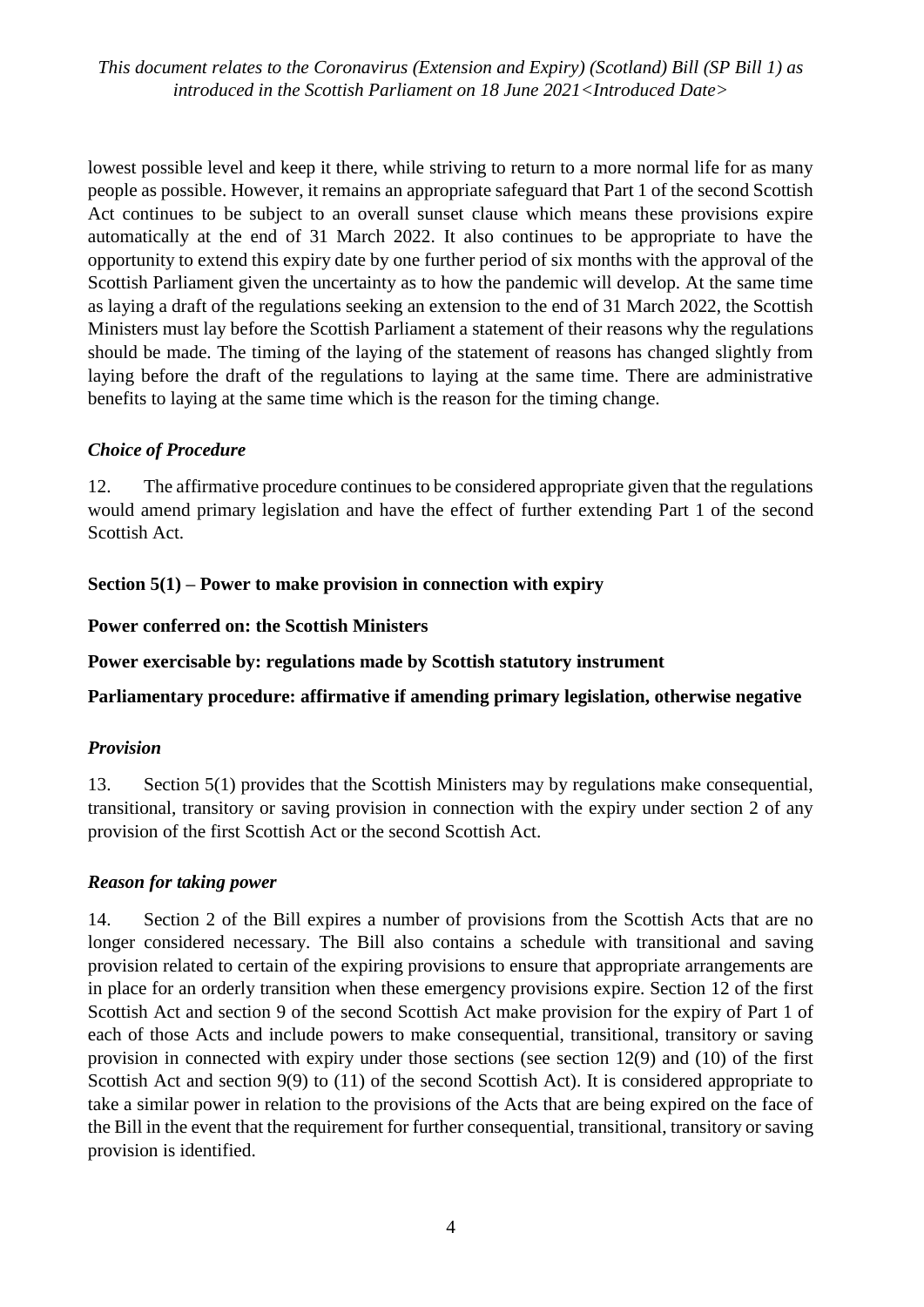lowest possible level and keep it there, while striving to return to a more normal life for as many people as possible. However, it remains an appropriate safeguard that Part 1 of the second Scottish Act continues to be subject to an overall sunset clause which means these provisions expire automatically at the end of 31 March 2022. It also continues to be appropriate to have the opportunity to extend this expiry date by one further period of six months with the approval of the Scottish Parliament given the uncertainty as to how the pandemic will develop. At the same time as laying a draft of the regulations seeking an extension to the end of 31 March 2022, the Scottish Ministers must lay before the Scottish Parliament a statement of their reasons why the regulations should be made. The timing of the laying of the statement of reasons has changed slightly from laying before the draft of the regulations to laying at the same time. There are administrative benefits to laying at the same time which is the reason for the timing change.

### *Choice of Procedure*

12. The affirmative procedure continues to be considered appropriate given that the regulations would amend primary legislation and have the effect of further extending Part 1 of the second Scottish Act.

## Section 5(1) – Power to make provision in connection with expiry

**Power conferred on: the Scottish Ministers**

**Power exercisable by: regulations made by Scottish statutory instrument**

**Parliamentary procedure: affirmative if amending primary legislation, otherwise negative**

### *Provision*

13. Section 5(1) provides that the Scottish Ministers may by regulations make consequential, transitional, transitory or saving provision in connection with the expiry under section 2 of any provision of the first Scottish Act or the second Scottish Act.

### *Reason for taking power*

14. Section 2 of the Bill expires a number of provisions from the Scottish Acts that are no longer considered necessary. The Bill also contains a schedule with transitional and saving provision related to certain of the expiring provisions to ensure that appropriate arrangements are in place for an orderly transition when these emergency provisions expire. Section 12 of the first Scottish Act and section 9 of the second Scottish Act make provision for the expiry of Part 1 of each of those Acts and include powers to make consequential, transitional, transitory or saving provision in connected with expiry under those sections (see section 12(9) and (10) of the first Scottish Act and section 9(9) to (11) of the second Scottish Act). It is considered appropriate to take a similar power in relation to the provisions of the Acts that are being expired on the face of the Bill in the event that the requirement for further consequential, transitional, transitory or saving provision is identified.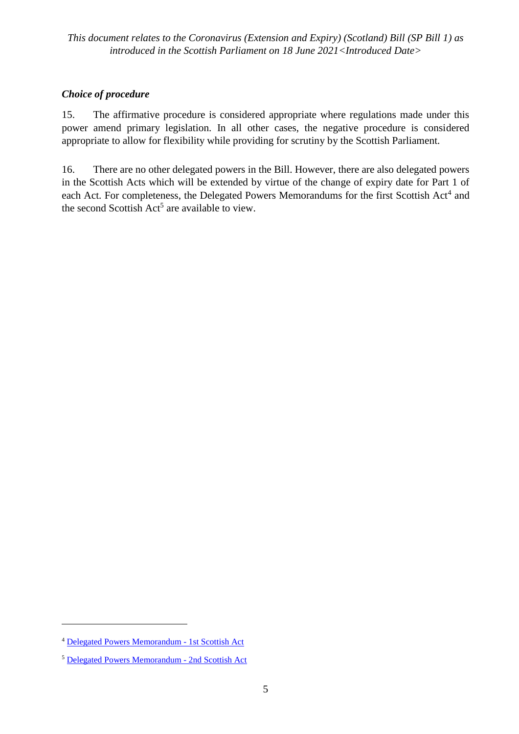### *Choice of procedure*

15. The affirmative procedure is considered appropriate where regulations made under this power amend primary legislation. In all other cases, the negative procedure is considered appropriate to allow for flexibility while providing for scrutiny by the Scottish Parliament.

16. There are no other delegated powers in the Bill. However, there are also delegated powers in the Scottish Acts which will be extended by virtue of the change of expiry date for Part 1 of each Act. For completeness, the Delegated Powers Memorandums for the first Scottish Act[4] and the second Scottish Act[5] are available to view.

---

[4] Delegated Powers Memorandum - 1st Scottish Act

[5] Delegated Powers Memorandum - 2nd Scottish Act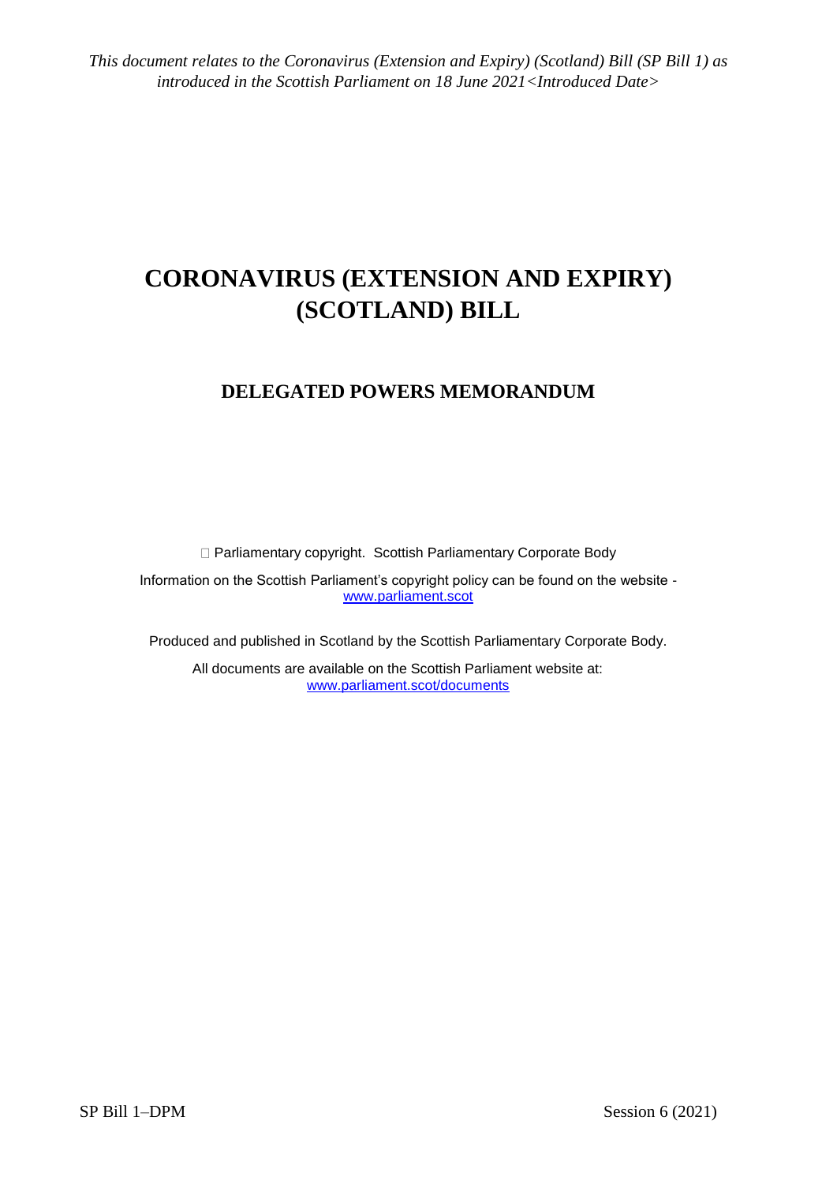*This document relates to the Coronavirus (Extension and Expiry) (Scotland) Bill (SP Bill 1) as introduced in the Scottish Parliament on 18 June 2021<Introduced Date>*

# CORONAVIRUS (EXTENSION AND EXPIRY) (SCOTLAND) BILL

## DELEGATED POWERS MEMORANDUM

 Parliamentary copyright. Scottish Parliamentary Corporate Body

Information on the Scottish Parliament's copyright policy can be found on the website - www.parliament.scot

Produced and published in Scotland by the Scottish Parliamentary Corporate Body.

All documents are available on the Scottish Parliament website at: www.parliament.scot/documents

SP Bill 1–DPM

Session 6 (2021)